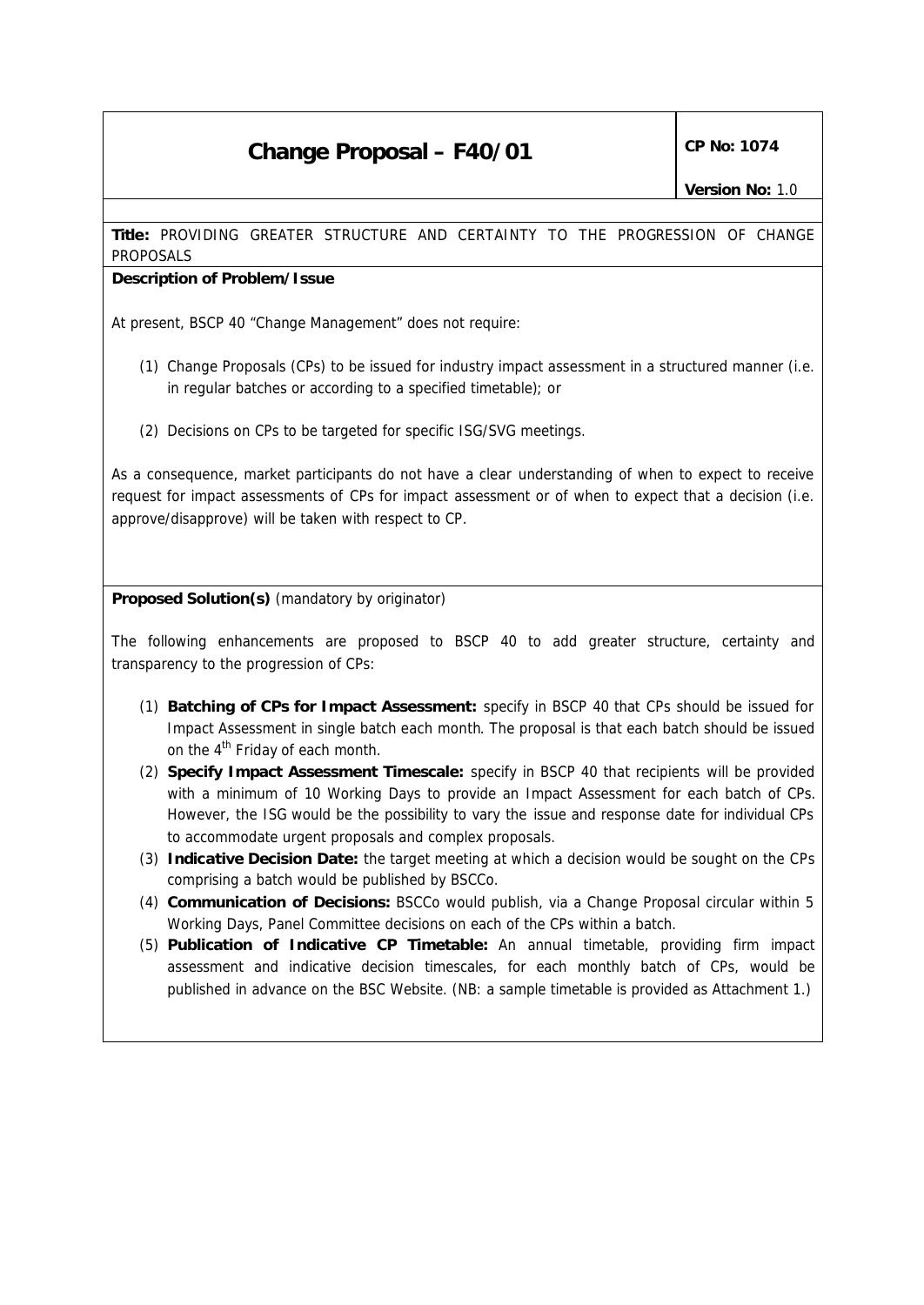# Change Proposal – F40/01

**CP No: 1074**

**Version No:** 1.0

**Title:** PROVIDING GREATER STRUCTURE AND CERTAINTY TO THE PROGRESSION OF CHANGE PROPOSALS

**Description of Problem/Issue**

At present, BSCP 40 "Change Management" does not require:

(1) Change Proposals (CPs) to be issued for industry impact assessment in a structured manner (i.e. in regular batches or according to a specified timetable); or

(2) Decisions on CPs to be targeted for specific ISG/SVG meetings.

As a consequence, market participants do not have a clear understanding of when to expect to receive request for impact assessments of CPs for impact assessment or of when to expect that a decision (i.e. approve/disapprove) will be taken with respect to CP.

**Proposed Solution(s)** (mandatory by originator)

The following enhancements are proposed to BSCP 40 to add greater structure, certainty and transparency to the progression of CPs:

(1) **Batching of CPs for Impact Assessment:** specify in BSCP 40 that CPs should be issued for Impact Assessment in single batch each month. The proposal is that each batch should be issued on the 4th Friday of each month.

(2) **Specify Impact Assessment Timescale:** specify in BSCP 40 that recipients will be provided with a minimum of 10 Working Days to provide an Impact Assessment for each batch of CPs. However, the ISG would be the possibility to vary the issue and response date for individual CPs to accommodate urgent proposals and complex proposals.

(3) **Indicative Decision Date:** the target meeting at which a decision would be sought on the CPs comprising a batch would be published by BSCCo.

(4) **Communication of Decisions:** BSCCo would publish, via a Change Proposal circular within 5 Working Days, Panel Committee decisions on each of the CPs within a batch.

(5) **Publication of Indicative CP Timetable:** An annual timetable, providing firm impact assessment and indicative decision timescales, for each monthly batch of CPs, would be published in advance on the BSC Website. (NB: a sample timetable is provided as Attachment 1.)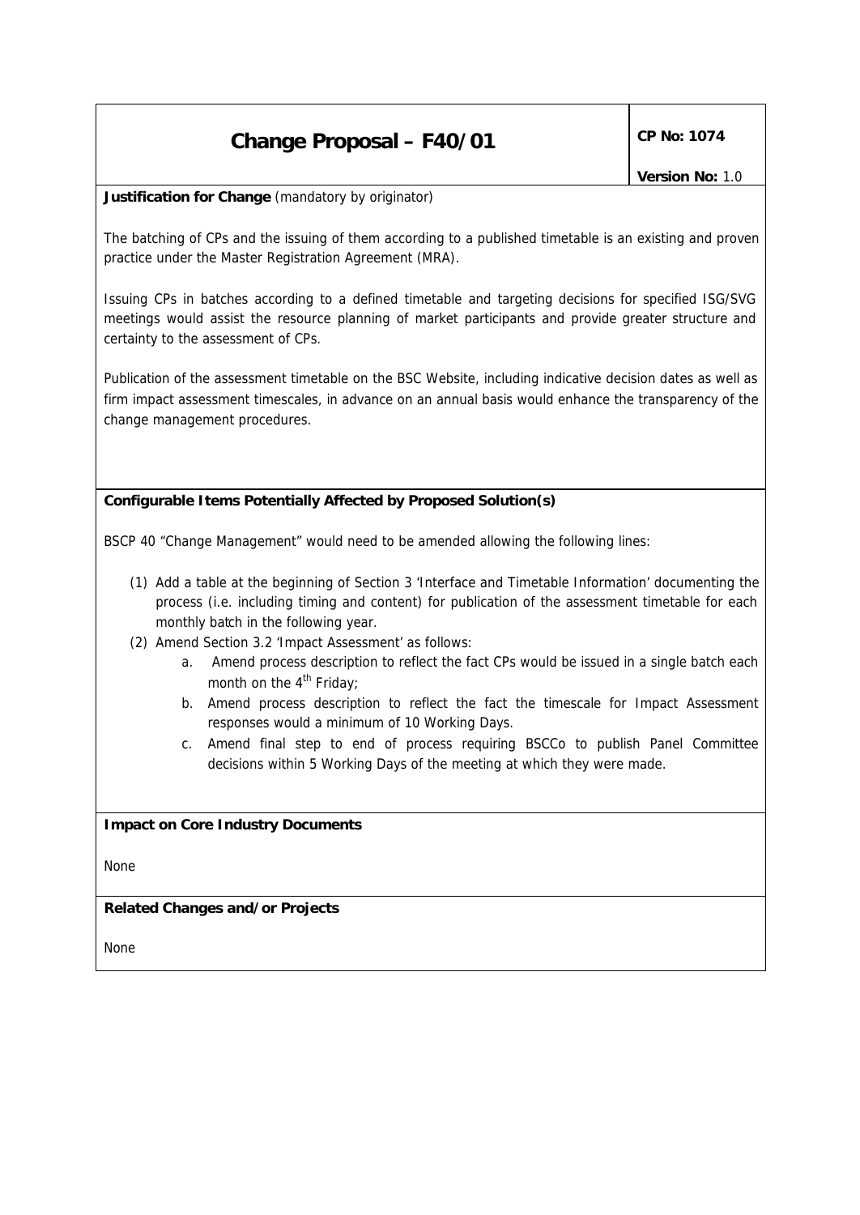# Change Proposal – F40/01

**CP No:** 1074

**Version No:** 1.0

**Justification for Change** (mandatory by originator)

The batching of CPs and the issuing of them according to a published timetable is an existing and proven practice under the Master Registration Agreement (MRA).

Issuing CPs in batches according to a defined timetable and targeting decisions for specified ISG/SVG meetings would assist the resource planning of market participants and provide greater structure and certainty to the assessment of CPs.

Publication of the assessment timetable on the BSC Website, including indicative decision dates as well as firm impact assessment timescales, in advance on an annual basis would enhance the transparency of the change management procedures.

**Configurable Items Potentially Affected by Proposed Solution(s)**

BSCP 40 "Change Management" would need to be amended allowing the following lines:

(1) Add a table at the beginning of Section 3 'Interface and Timetable Information' documenting the process (i.e. including timing and content) for publication of the assessment timetable for each monthly batch in the following year.

(2) Amend Section 3.2 'Impact Assessment' as follows:

   a. Amend process description to reflect the fact CPs would be issued in a single batch each month on the 4th Friday;

   b. Amend process description to reflect the fact the timescale for Impact Assessment responses would a minimum of 10 Working Days.

   c. Amend final step to end of process requiring BSCCo to publish Panel Committee decisions within 5 Working Days of the meeting at which they were made.

**Impact on Core Industry Documents**

None

**Related Changes and/or Projects**

None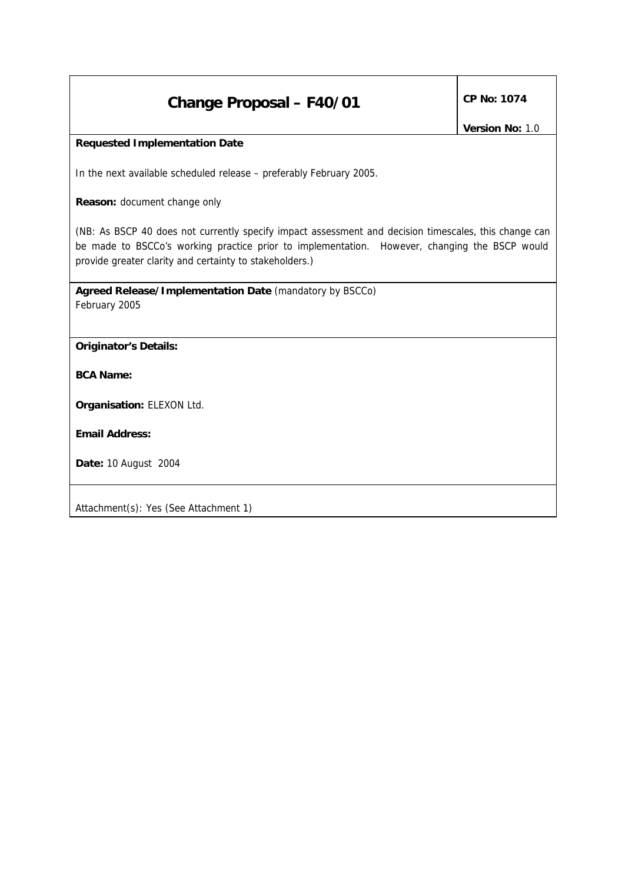| Change Proposal – F40/01 | CP No: 1074<br><br>Version No: 1.0 |
|---|---|

**Requested Implementation Date**

In the next available scheduled release – preferably February 2005.

**Reason:** document change only

(NB: As BSCP 40 does not currently specify impact assessment and decision timescales, this change can be made to BSCCo's working practice prior to implementation. However, changing the BSCP would provide greater clarity and certainty to stakeholders.)

**Agreed Release/Implementation Date** (mandatory by BSCCo)
February 2005

**Originator's Details:**

**BCA Name:**

**Organisation:** ELEXON Ltd.

**Email Address:**

**Date:** 10 August 2004

Attachment(s): Yes (See Attachment 1)